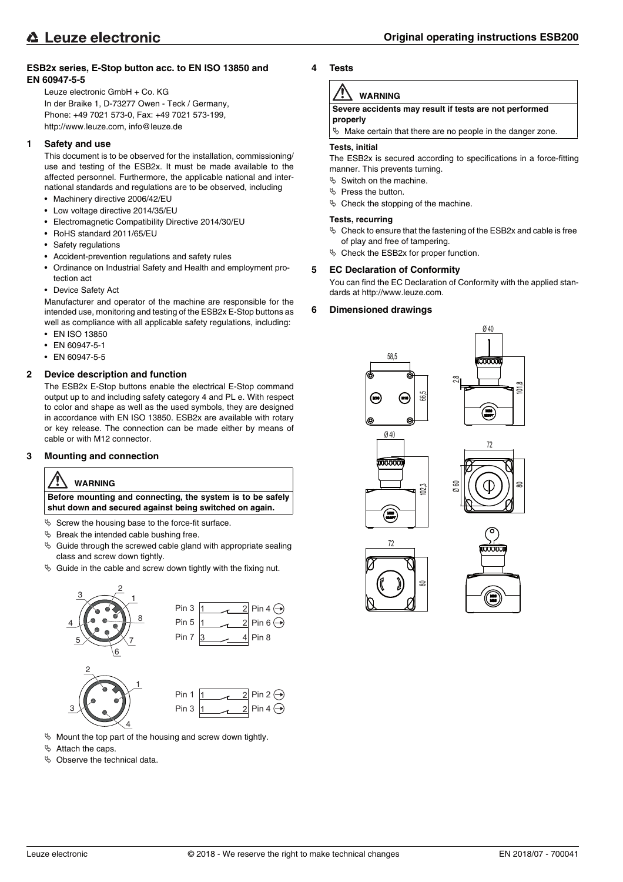## ESB2x series, E-Stop button acc. to EN ISO 13850 and EN 60947-5-5

Leuze electronic GmbH + Co. KG
In der Braike 1, D-73277 Owen - Teck / Germany,
Phone: +49 7021 573-0, Fax: +49 7021 573-199,
http://www.leuze.com, info@leuze.de

## 1 Safety and use

This document is to be observed for the installation, commissioning/ use and testing of the ESB2x. It must be made available to the affected personnel. Furthermore, the applicable national and international standards and regulations are to be observed, including

- Machinery directive 2006/42/EU
- Low voltage directive 2014/35/EU
- Electromagnetic Compatibility Directive 2014/30/EU
- RoHS standard 2011/65/EU
- Safety regulations
- Accident-prevention regulations and safety rules
- Ordinance on Industrial Safety and Health and employment protection act
- Device Safety Act

Manufacturer and operator of the machine are responsible for the intended use, monitoring and testing of the ESB2x E-Stop buttons as well as compliance with all applicable safety regulations, including:

- EN ISO 13850
- EN 60947-5-1
- EN 60947-5-5

## 2 Device description and function

The ESB2x E-Stop buttons enable the electrical E-Stop command output up to and including safety category 4 and PL e. With respect to color and shape as well as the used symbols, they are designed in accordance with EN ISO 13850. ESB2x are available with rotary or key release. The connection can be made either by means of cable or with M12 connector.

## 3 Mounting and connection

> **WARNING**
>
> **Before mounting and connecting, the system is to be safely shut down and secured against being switched on again.**

- ↳ Screw the housing base to the force-fit surface.
- ↳ Break the intended cable bushing free.
- ↳ Guide through the screwed cable gland with appropriate sealing class and screw down tightly.
- ↳ Guide in the cable and screw down tightly with the fixing nut.

8-pin connector:

| | | | |
|---|---|---|---|
| Pin 3 | 1 — 2 | Pin 4 | → |
| Pin 5 | 1 — 2 | Pin 6 | → |
| Pin 7 | 3 — 4 | Pin 8 | |

4-pin connector:

| | | | |
|---|---|---|---|
| Pin 1 | 1 — 2 | Pin 2 | → |
| Pin 3 | 1 — 2 | Pin 4 | → |

- ↳ Mount the top part of the housing and screw down tightly.
- ↳ Attach the caps.
- ↳ Observe the technical data.

## 4 Tests

> **WARNING**
>
> **Severe accidents may result if tests are not performed properly**
>
> ↳ Make certain that there are no people in the danger zone.

**Tests, initial**

The ESB2x is secured according to specifications in a force-fitting manner. This prevents turning.

- ↳ Switch on the machine.
- ↳ Press the button.
- ↳ Check the stopping of the machine.

**Tests, recurring**

- ↳ Check to ensure that the fastening of the ESB2x and cable is free of play and free of tampering.
- ↳ Check the ESB2x for proper function.

## 5 EC Declaration of Conformity

You can find the EC Declaration of Conformity with the applied standards at http://www.leuze.com.

## 6 Dimensioned drawings

Dimensions: 58,5; 66,5; Ø 40; 2,8; 101,8; Ø 40; 102,3; 72; Ø 60; 80; 72; 80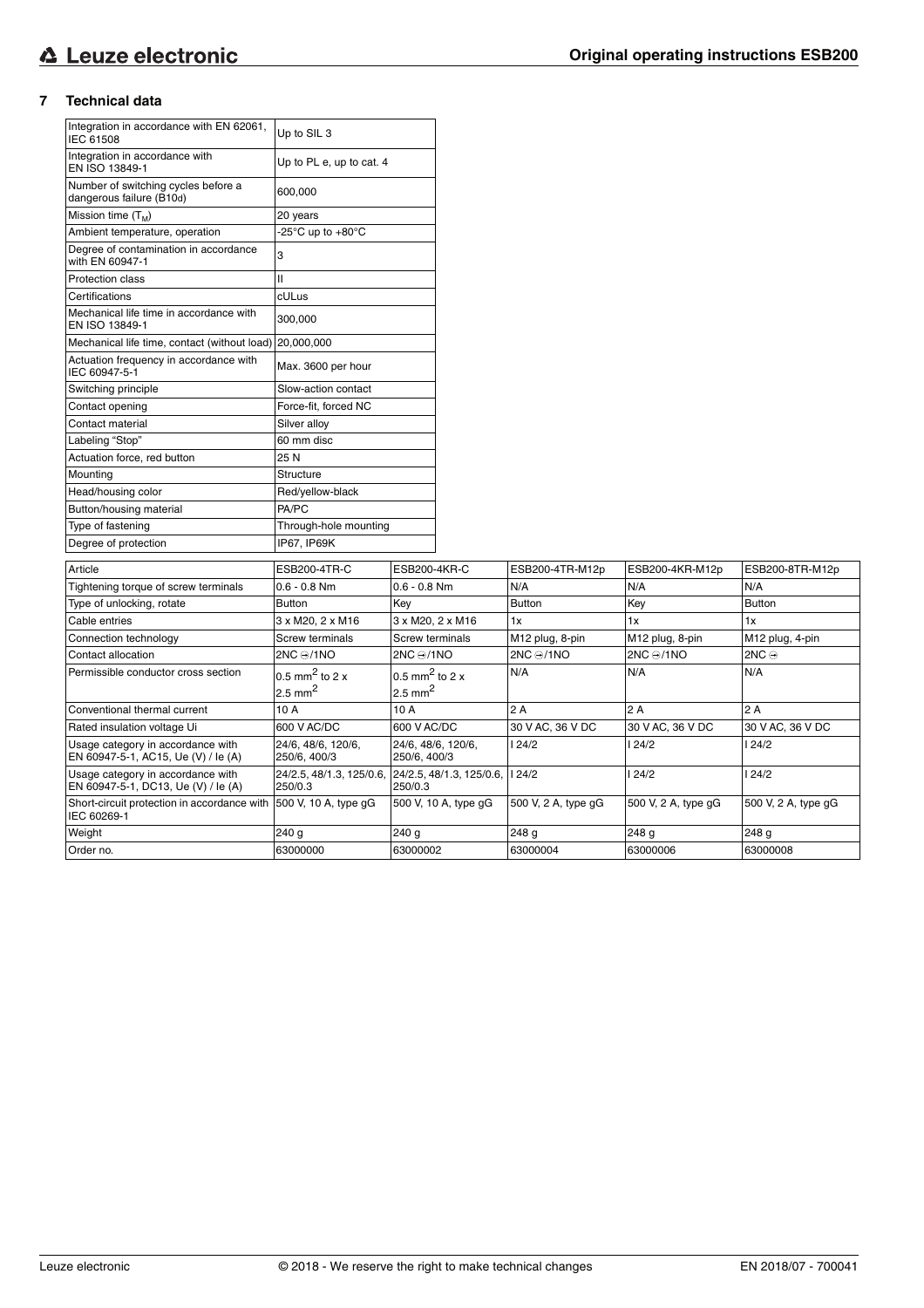## 7 Technical data

| | |
|---|---|
| Integration in accordance with EN 62061, IEC 61508 | Up to SIL 3 |
| Integration in accordance with EN ISO 13849-1 | Up to PL e, up to cat. 4 |
| Number of switching cycles before a dangerous failure (B10d) | 600,000 |
| Mission time ($T_M$) | 20 years |
| Ambient temperature, operation | -25°C up to +80°C |
| Degree of contamination in accordance with EN 60947-1 | 3 |
| Protection class | II |
| Certifications | cULus |
| Mechanical life time in accordance with EN ISO 13849-1 | 300,000 |
| Mechanical life time, contact (without load) | 20,000,000 |
| Actuation frequency in accordance with IEC 60947-5-1 | Max. 3600 per hour |
| Switching principle | Slow-action contact |
| Contact opening | Force-fit, forced NC |
| Contact material | Silver alloy |
| Labeling "Stop" | 60 mm disc |
| Actuation force, red button | 25 N |
| Mounting | Structure |
| Head/housing color | Red/yellow-black |
| Button/housing material | PA/PC |
| Type of fastening | Through-hole mounting |
| Degree of protection | IP67, IP69K |

| Article | ESB200-4TR-C | ESB200-4KR-C | ESB200-4TR-M12p | ESB200-4KR-M12p | ESB200-8TR-M12p |
|---|---|---|---|---|---|
| Tightening torque of screw terminals | 0.6 - 0.8 Nm | 0.6 - 0.8 Nm | N/A | N/A | N/A |
| Type of unlocking, rotate | Button | Key | Button | Key | Button |
| Cable entries | 3 x M20, 2 x M16 | 3 x M20, 2 x M16 | 1x | 1x | 1x |
| Connection technology | Screw terminals | Screw terminals | M12 plug, 8-pin | M12 plug, 8-pin | M12 plug, 4-pin |
| Contact allocation | 2NC ⊖/1NO | 2NC ⊖/1NO | 2NC ⊖/1NO | 2NC ⊖/1NO | 2NC ⊖ |
| Permissible conductor cross section | 0.5 mm$^2$ to 2 x 2.5 mm$^2$ | 0.5 mm$^2$ to 2 x 2.5 mm$^2$ | N/A | N/A | N/A |
| Conventional thermal current | 10 A | 10 A | 2 A | 2 A | 2 A |
| Rated insulation voltage Ui | 600 V AC/DC | 600 V AC/DC | 30 V AC, 36 V DC | 30 V AC, 36 V DC | 30 V AC, 36 V DC |
| Usage category in accordance with EN 60947-5-1, AC15, Ue (V) / Ie (A) | 24/6, 48/6, 120/6, 250/6, 400/3 | 24/6, 48/6, 120/6, 250/6, 400/3 | I 24/2 | I 24/2 | I 24/2 |
| Usage category in accordance with EN 60947-5-1, DC13, Ue (V) / Ie (A) | 24/2.5, 48/1.3, 125/0.6, 250/0.3 | 24/2.5, 48/1.3, 125/0.6, 250/0.3 | I 24/2 | I 24/2 | I 24/2 |
| Short-circuit protection in accordance with IEC 60269-1 | 500 V, 10 A, type gG | 500 V, 10 A, type gG | 500 V, 2 A, type gG | 500 V, 2 A, type gG | 500 V, 2 A, type gG |
| Weight | 240 g | 240 g | 248 g | 248 g | 248 g |
| Order no. | 63000000 | 63000002 | 63000004 | 63000006 | 63000008 |